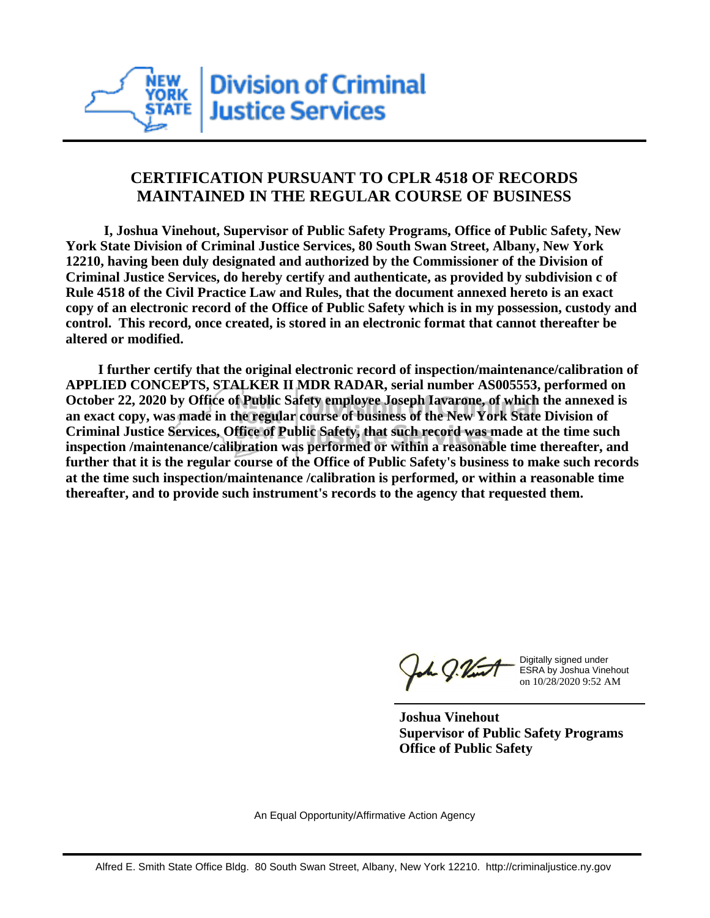New York State Division of Criminal Justice Services

## CERTIFICATION PURSUANT TO CPLR 4518 OF RECORDS MAINTAINED IN THE REGULAR COURSE OF BUSINESS

**I, Joshua Vinehout, Supervisor of Public Safety Programs, Office of Public Safety, New York State Division of Criminal Justice Services, 80 South Swan Street, Albany, New York 12210, having been duly designated and authorized by the Commissioner of the Division of Criminal Justice Services, do hereby certify and authenticate, as provided by subdivision c of Rule 4518 of the Civil Practice Law and Rules, that the document annexed hereto is an exact copy of an electronic record of the Office of Public Safety which is in my possession, custody and control. This record, once created, is stored in an electronic format that cannot thereafter be altered or modified.**

**I further certify that the original electronic record of inspection/maintenance/calibration of APPLIED CONCEPTS, STALKER II MDR RADAR, serial number AS005553, performed on October 22, 2020 by Office of Public Safety employee Joseph Iavarone, of which the annexed is an exact copy, was made in the regular course of business of the New York State Division of Criminal Justice Services, Office of Public Safety, that such record was made at the time such inspection /maintenance/calibration was performed or within a reasonable time thereafter, and further that it is the regular course of the Office of Public Safety's business to make such records at the time such inspection/maintenance /calibration is performed, or within a reasonable time thereafter, and to provide such instrument's records to the agency that requested them.**

Digitally signed under ESRA by Joshua Vinehout on 10/28/2020 9:52 AM

**Joshua Vinehout**
**Supervisor of Public Safety Programs**
**Office of Public Safety**

An Equal Opportunity/Affirmative Action Agency

Alfred E. Smith State Office Bldg. 80 South Swan Street, Albany, New York 12210. http://criminaljustice.ny.gov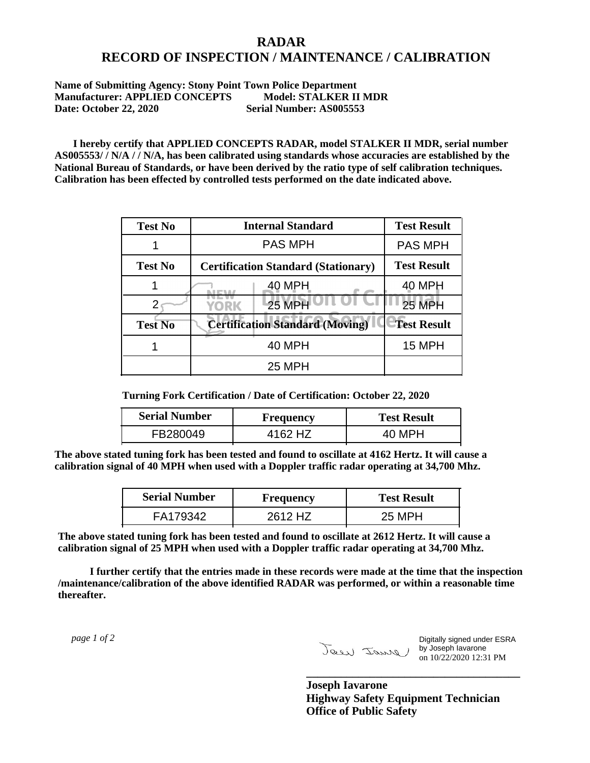# RADAR
# RECORD OF INSPECTION / MAINTENANCE / CALIBRATION

**Name of Submitting Agency: Stony Point Town Police Department**
**Manufacturer: APPLIED CONCEPTS Model: STALKER II MDR**
**Date: October 22, 2020 Serial Number: AS005553**

**I hereby certify that APPLIED CONCEPTS RADAR, model STALKER II MDR, serial number AS005553/ / N/A / / N/A, has been calibrated using standards whose accuracies are established by the National Bureau of Standards, or have been derived by the ratio type of self calibration techniques. Calibration has been effected by controlled tests performed on the date indicated above.**

| Test No | Internal Standard | Test Result |
|---|---|---|
| 1 | PAS MPH | PAS MPH |
| **Test No** | **Certification Standard (Stationary)** | **Test Result** |
| 1 | 40 MPH | 40 MPH |
| 2 | 25 MPH | 25 MPH |
| **Test No** | **Certification Standard (Moving)** | **Test Result** |
| 1 | 40 MPH | 15 MPH |
| | 25 MPH | |

**Turning Fork Certification / Date of Certification: October 22, 2020**

| Serial Number | Frequency | Test Result |
|---|---|---|
| FB280049 | 4162 HZ | 40 MPH |

**The above stated tuning fork has been tested and found to oscillate at 4162 Hertz. It will cause a calibration signal of 40 MPH when used with a Doppler traffic radar operating at 34,700 Mhz.**

| Serial Number | Frequency | Test Result |
|---|---|---|
| FA179342 | 2612 HZ | 25 MPH |

**The above stated tuning fork has been tested and found to oscillate at 2612 Hertz. It will cause a calibration signal of 25 MPH when used with a Doppler traffic radar operating at 34,700 Mhz.**

**I further certify that the entries made in these records were made at the time that the inspection /maintenance/calibration of the above identified RADAR was performed, or within a reasonable time thereafter.**

Digitally signed under ESRA by Joseph Iavarone on 10/22/2020 12:31 PM

**Joseph Iavarone**
**Highway Safety Equipment Technician**
**Office of Public Safety**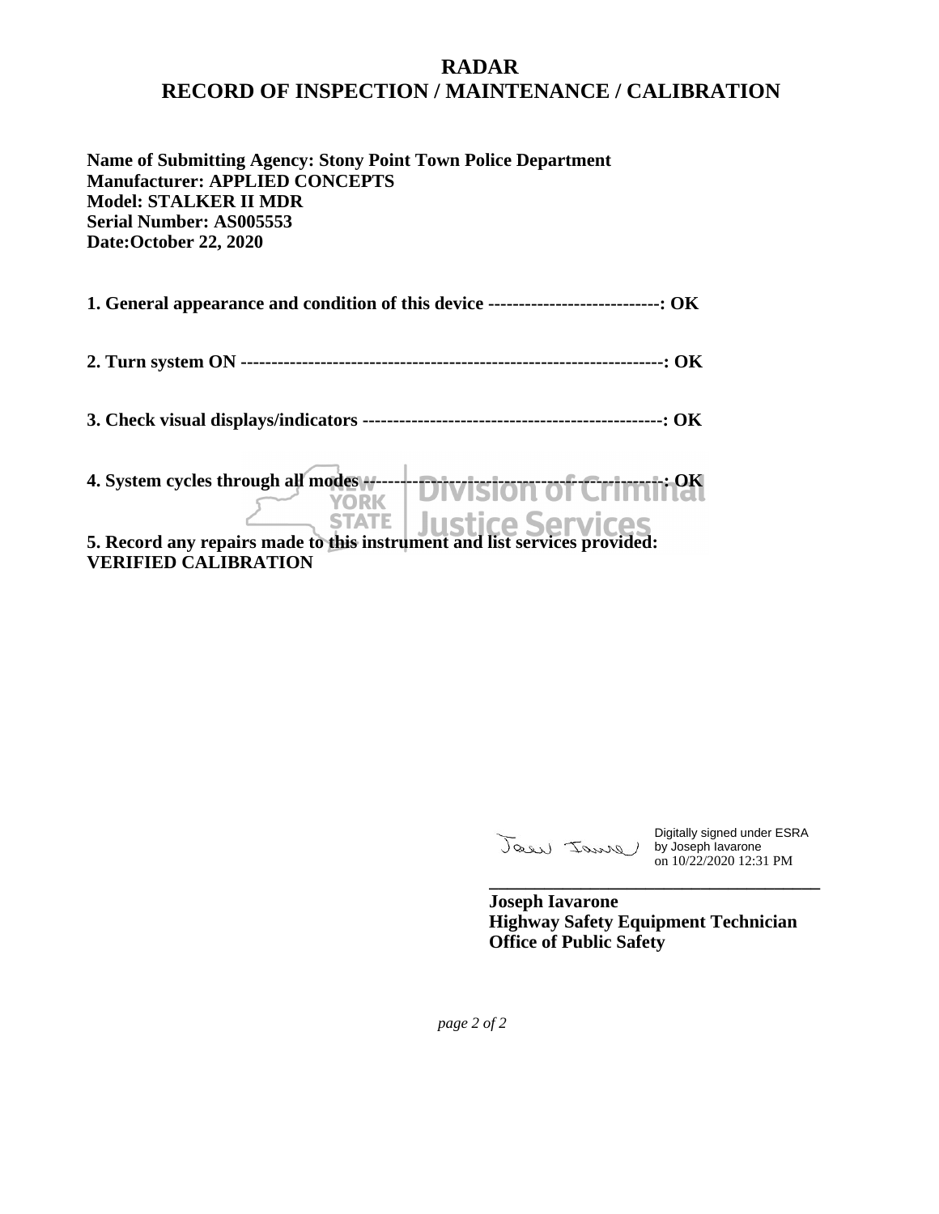# RADAR
# RECORD OF INSPECTION / MAINTENANCE / CALIBRATION

**Name of Submitting Agency: Stony Point Town Police Department**
**Manufacturer: APPLIED CONCEPTS**
**Model: STALKER II MDR**
**Serial Number: AS005553**
**Date:October 22, 2020**

**1. General appearance and condition of this device ----------------------------: OK**

**2. Turn system ON -------------------------------------------------------------------: OK**

**3. Check visual displays/indicators -------------------------------------------------: OK**

**4. System cycles through all modes -------------------------------------------------: OK**

**5. Record any repairs made to this instrument and list services provided:**
**VERIFIED CALIBRATION**

Digitally signed under ESRA by Joseph Iavarone on 10/22/2020 12:31 PM

______________________________________

**Joseph Iavarone**
**Highway Safety Equipment Technician**
**Office of Public Safety**